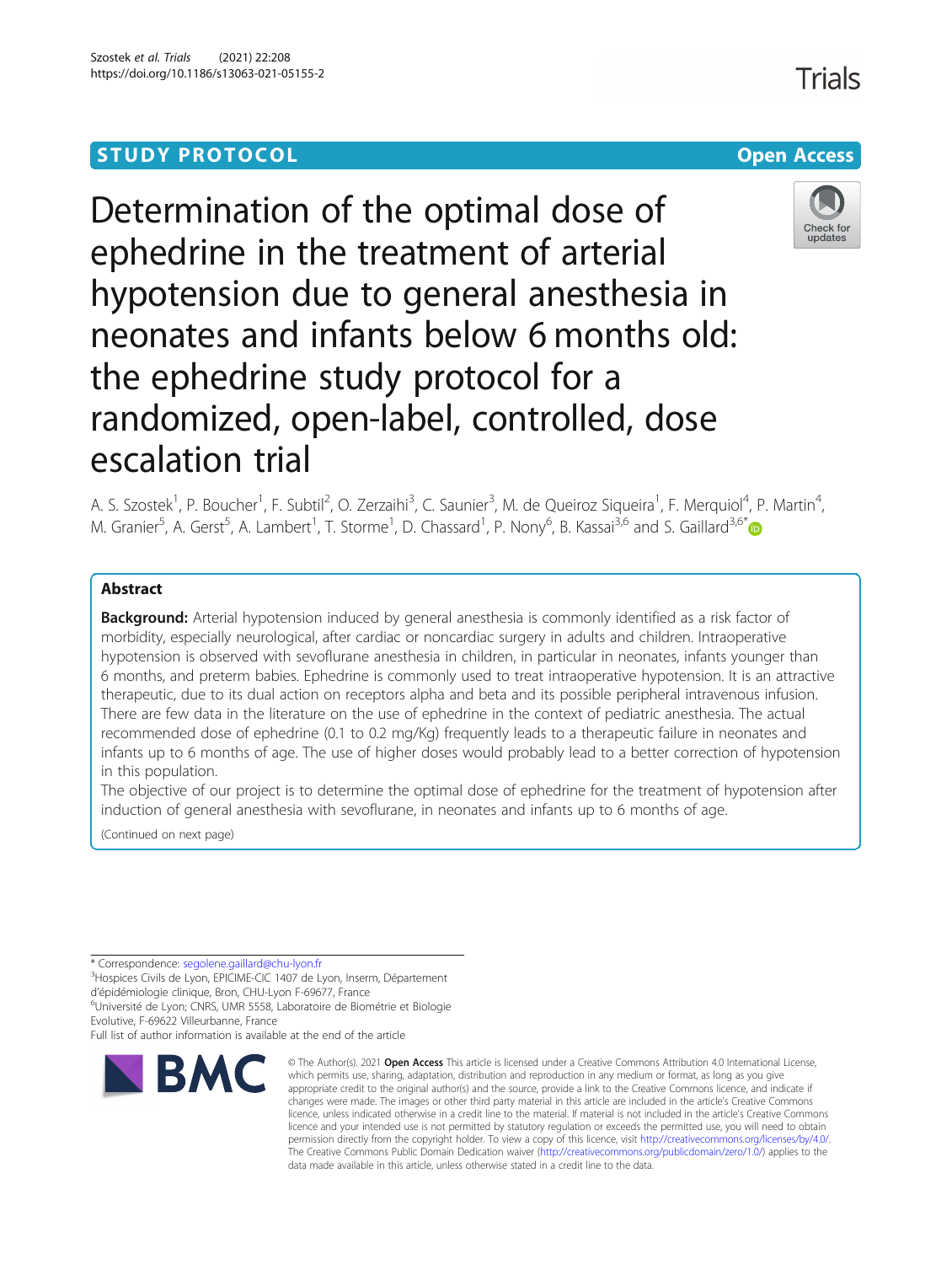STUDY PROTOCOL

Open Access

# Determination of the optimal dose of ephedrine in the treatment of arterial hypotension due to general anesthesia in neonates and infants below 6 months old: the ephedrine study protocol for a randomized, open-label, controlled, dose escalation trial

A. S. Szostek[1], P. Boucher[1], F. Subtil[2], O. Zerzaihi[3], C. Saunier[3], M. de Queiroz Siqueira[1], F. Merquiol[4], P. Martin[4], M. Granier[5], A. Gerst[5], A. Lambert[1], T. Storme[1], D. Chassard[1], P. Nony[6], B. Kassai[3,6] and S. Gaillard[3,6*]

## Abstract

**Background:** Arterial hypotension induced by general anesthesia is commonly identified as a risk factor of morbidity, especially neurological, after cardiac or noncardiac surgery in adults and children. Intraoperative hypotension is observed with sevoflurane anesthesia in children, in particular in neonates, infants younger than 6 months, and preterm babies. Ephedrine is commonly used to treat intraoperative hypotension. It is an attractive therapeutic, due to its dual action on receptors alpha and beta and its possible peripheral intravenous infusion. There are few data in the literature on the use of ephedrine in the context of pediatric anesthesia. The actual recommended dose of ephedrine (0.1 to 0.2 mg/Kg) frequently leads to a therapeutic failure in neonates and infants up to 6 months of age. The use of higher doses would probably lead to a better correction of hypotension in this population.

The objective of our project is to determine the optimal dose of ephedrine for the treatment of hypotension after induction of general anesthesia with sevoflurane, in neonates and infants up to 6 months of age.

(Continued on next page)

\* Correspondence: segolene.gaillard@chu-lyon.fr

[3]Hospices Civils de Lyon, EPICIME-CIC 1407 de Lyon, Inserm, Département d'épidémiologie clinique, Bron, CHU-Lyon F-69677, France

[6]Université de Lyon; CNRS, UMR 5558, Laboratoire de Biométrie et Biologie Evolutive, F-69622 Villeurbanne, France

Full list of author information is available at the end of the article

© The Author(s). 2021 **Open Access** This article is licensed under a Creative Commons Attribution 4.0 International License, which permits use, sharing, adaptation, distribution and reproduction in any medium or format, as long as you give appropriate credit to the original author(s) and the source, provide a link to the Creative Commons licence, and indicate if changes were made. The images or other third party material in this article are included in the article's Creative Commons licence, unless indicated otherwise in a credit line to the material. If material is not included in the article's Creative Commons licence and your intended use is not permitted by statutory regulation or exceeds the permitted use, you will need to obtain permission directly from the copyright holder. To view a copy of this licence, visit http://creativecommons.org/licenses/by/4.0/. The Creative Commons Public Domain Dedication waiver (http://creativecommons.org/publicdomain/zero/1.0/) applies to the data made available in this article, unless otherwise stated in a credit line to the data.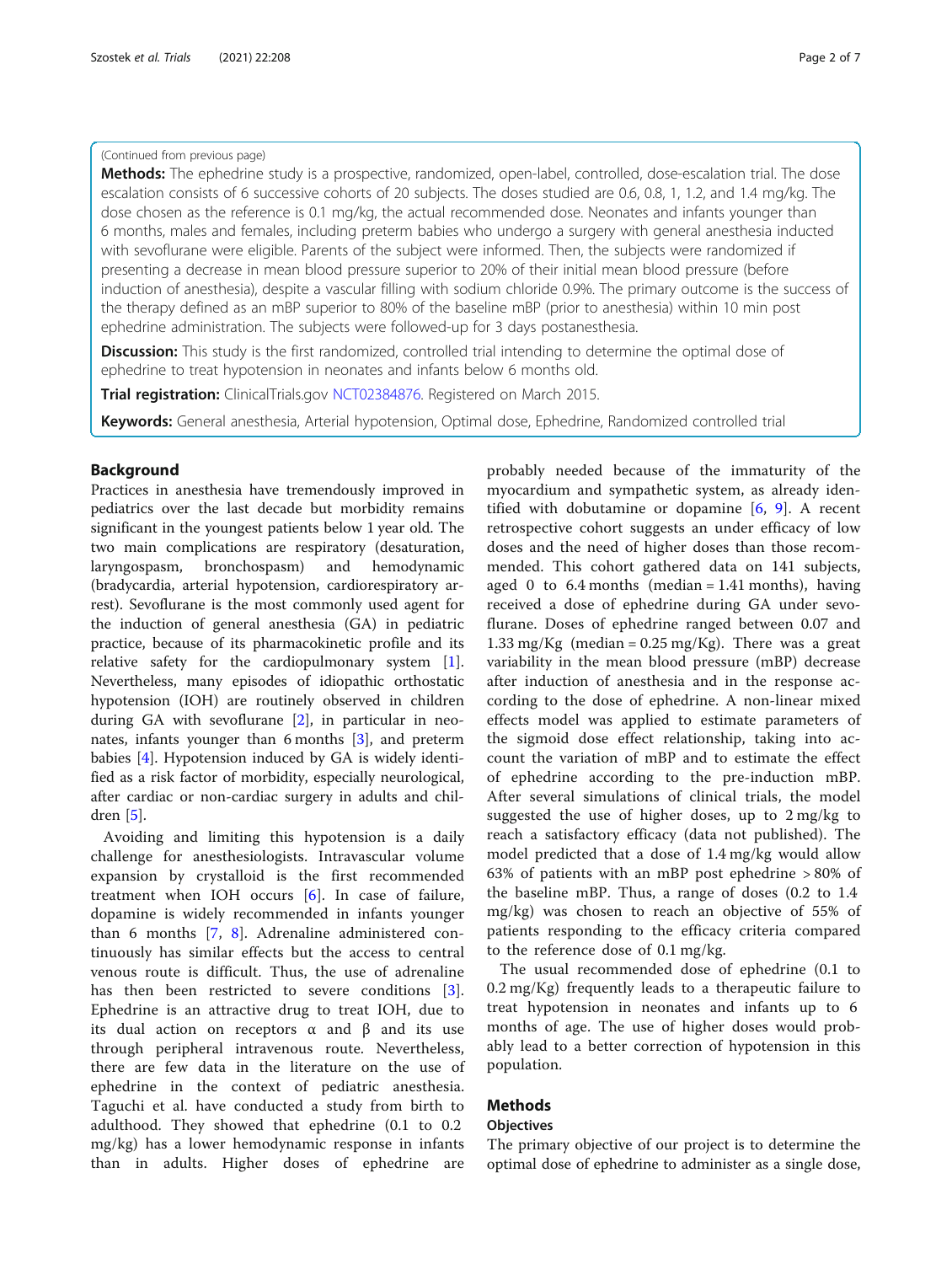(Continued from previous page)

**Methods:** The ephedrine study is a prospective, randomized, open-label, controlled, dose-escalation trial. The dose escalation consists of 6 successive cohorts of 20 subjects. The doses studied are 0.6, 0.8, 1, 1.2, and 1.4 mg/kg. The dose chosen as the reference is 0.1 mg/kg, the actual recommended dose. Neonates and infants younger than 6 months, males and females, including preterm babies who undergo a surgery with general anesthesia inducted with sevoflurane were eligible. Parents of the subject were informed. Then, the subjects were randomized if presenting a decrease in mean blood pressure superior to 20% of their initial mean blood pressure (before induction of anesthesia), despite a vascular filling with sodium chloride 0.9%. The primary outcome is the success of the therapy defined as an mBP superior to 80% of the baseline mBP (prior to anesthesia) within 10 min post ephedrine administration. The subjects were followed-up for 3 days postanesthesia.

**Discussion:** This study is the first randomized, controlled trial intending to determine the optimal dose of ephedrine to treat hypotension in neonates and infants below 6 months old.

**Trial registration:** ClinicalTrials.gov NCT02384876. Registered on March 2015.

**Keywords:** General anesthesia, Arterial hypotension, Optimal dose, Ephedrine, Randomized controlled trial

## Background

Practices in anesthesia have tremendously improved in pediatrics over the last decade but morbidity remains significant in the youngest patients below 1 year old. The two main complications are respiratory (desaturation, laryngospasm, bronchospasm) and hemodynamic (bradycardia, arterial hypotension, cardiorespiratory arrest). Sevoflurane is the most commonly used agent for the induction of general anesthesia (GA) in pediatric practice, because of its pharmacokinetic profile and its relative safety for the cardiopulmonary system [1]. Nevertheless, many episodes of idiopathic orthostatic hypotension (IOH) are routinely observed in children during GA with sevoflurane [2], in particular in neonates, infants younger than 6 months [3], and preterm babies [4]. Hypotension induced by GA is widely identified as a risk factor of morbidity, especially neurological, after cardiac or non-cardiac surgery in adults and children [5].

Avoiding and limiting this hypotension is a daily challenge for anesthesiologists. Intravascular volume expansion by crystalloid is the first recommended treatment when IOH occurs [6]. In case of failure, dopamine is widely recommended in infants younger than 6 months [7, 8]. Adrenaline administered continuously has similar effects but the access to central venous route is difficult. Thus, the use of adrenaline has then been restricted to severe conditions [3]. Ephedrine is an attractive drug to treat IOH, due to its dual action on receptors α and β and its use through peripheral intravenous route. Nevertheless, there are few data in the literature on the use of ephedrine in the context of pediatric anesthesia. Taguchi et al. have conducted a study from birth to adulthood. They showed that ephedrine (0.1 to 0.2 mg/kg) has a lower hemodynamic response in infants than in adults. Higher doses of ephedrine are probably needed because of the immaturity of the myocardium and sympathetic system, as already identified with dobutamine or dopamine [6, 9]. A recent retrospective cohort suggests an under efficacy of low doses and the need of higher doses than those recommended. This cohort gathered data on 141 subjects, aged 0 to 6.4 months (median = 1.41 months), having received a dose of ephedrine during GA under sevoflurane. Doses of ephedrine ranged between 0.07 and 1.33 mg/Kg (median = 0.25 mg/Kg). There was a great variability in the mean blood pressure (mBP) decrease after induction of anesthesia and in the response according to the dose of ephedrine. A non-linear mixed effects model was applied to estimate parameters of the sigmoid dose effect relationship, taking into account the variation of mBP and to estimate the effect of ephedrine according to the pre-induction mBP. After several simulations of clinical trials, the model suggested the use of higher doses, up to 2 mg/kg to reach a satisfactory efficacy (data not published). The model predicted that a dose of 1.4 mg/kg would allow 63% of patients with an mBP post ephedrine > 80% of the baseline mBP. Thus, a range of doses (0.2 to 1.4 mg/kg) was chosen to reach an objective of 55% of patients responding to the efficacy criteria compared to the reference dose of 0.1 mg/kg.

The usual recommended dose of ephedrine (0.1 to 0.2 mg/Kg) frequently leads to a therapeutic failure to treat hypotension in neonates and infants up to 6 months of age. The use of higher doses would probably lead to a better correction of hypotension in this population.

## Methods

### Objectives

The primary objective of our project is to determine the optimal dose of ephedrine to administer as a single dose,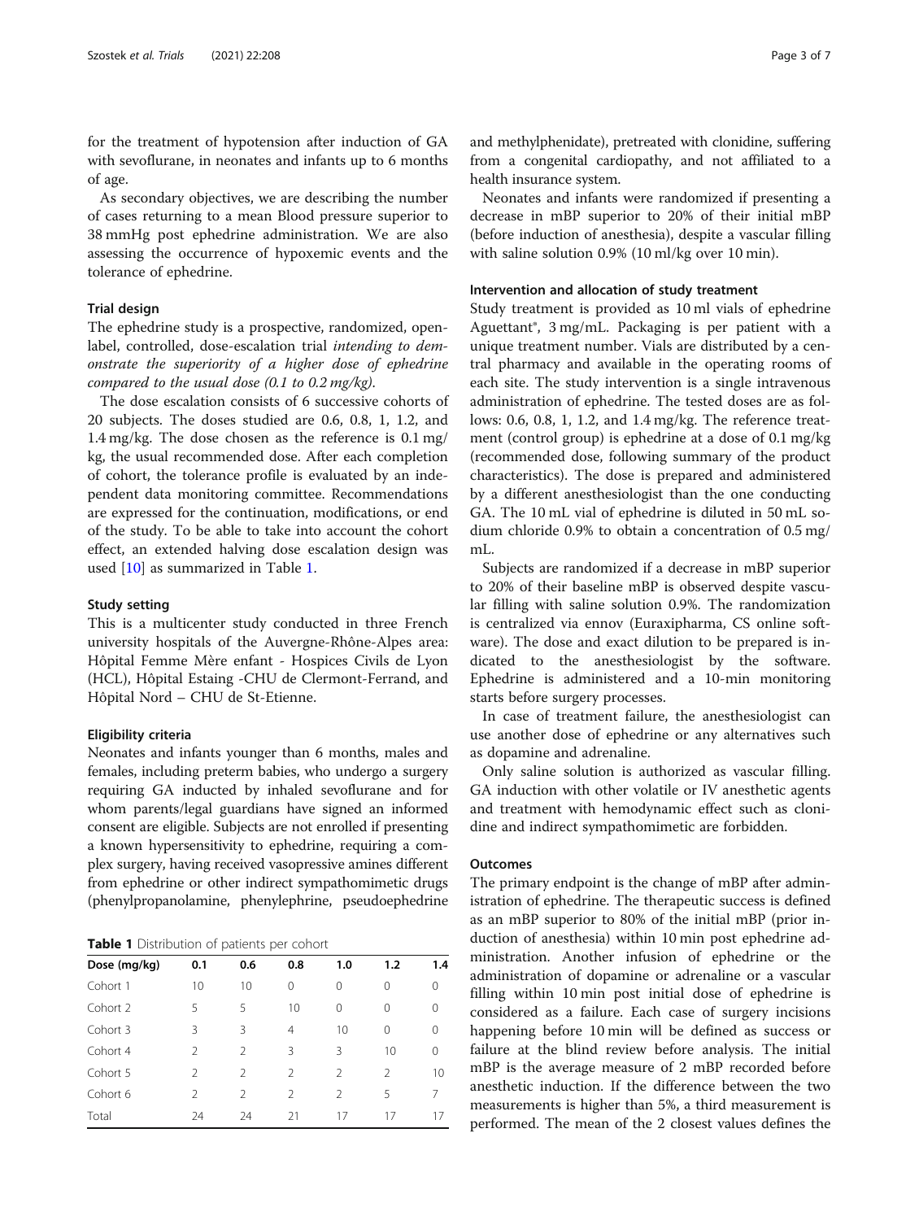for the treatment of hypotension after induction of GA with sevoflurane, in neonates and infants up to 6 months of age.

As secondary objectives, we are describing the number of cases returning to a mean Blood pressure superior to 38 mmHg post ephedrine administration. We are also assessing the occurrence of hypoxemic events and the tolerance of ephedrine.

### Trial design

The ephedrine study is a prospective, randomized, open-label, controlled, dose-escalation trial *intending to demonstrate the superiority of a higher dose of ephedrine compared to the usual dose (0.1 to 0.2 mg/kg).*

The dose escalation consists of 6 successive cohorts of 20 subjects. The doses studied are 0.6, 0.8, 1, 1.2, and 1.4 mg/kg. The dose chosen as the reference is 0.1 mg/kg, the usual recommended dose. After each completion of cohort, the tolerance profile is evaluated by an independent data monitoring committee. Recommendations are expressed for the continuation, modifications, or end of the study. To be able to take into account the cohort effect, an extended halving dose escalation design was used [10] as summarized in Table 1.

### Study setting

This is a multicenter study conducted in three French university hospitals of the Auvergne-Rhône-Alpes area: Hôpital Femme Mère enfant - Hospices Civils de Lyon (HCL), Hôpital Estaing -CHU de Clermont-Ferrand, and Hôpital Nord – CHU de St-Etienne.

### Eligibility criteria

Neonates and infants younger than 6 months, males and females, including preterm babies, who undergo a surgery requiring GA inducted by inhaled sevoflurane and for whom parents/legal guardians have signed an informed consent are eligible. Subjects are not enrolled if presenting a known hypersensitivity to ephedrine, requiring a complex surgery, having received vasopressive amines different from ephedrine or other indirect sympathomimetic drugs (phenylpropanolamine, phenylephrine, pseudoephedrine and methylphenidate), pretreated with clonidine, suffering from a congenital cardiopathy, and not affiliated to a health insurance system.

Neonates and infants were randomized if presenting a decrease in mBP superior to 20% of their initial mBP (before induction of anesthesia), despite a vascular filling with saline solution 0.9% (10 ml/kg over 10 min).

**Table 1** Distribution of patients per cohort

| Dose (mg/kg) | 0.1 | 0.6 | 0.8 | 1.0 | 1.2 | 1.4 |
|---|---|---|---|---|---|---|
| Cohort 1 | 10 | 10 | 0 | 0 | 0 | 0 |
| Cohort 2 | 5 | 5 | 10 | 0 | 0 | 0 |
| Cohort 3 | 3 | 3 | 4 | 10 | 0 | 0 |
| Cohort 4 | 2 | 2 | 3 | 3 | 10 | 0 |
| Cohort 5 | 2 | 2 | 2 | 2 | 2 | 10 |
| Cohort 6 | 2 | 2 | 2 | 2 | 5 | 7 |
| Total | 24 | 24 | 21 | 17 | 17 | 17 |

### Intervention and allocation of study treatment

Study treatment is provided as 10 ml vials of ephedrine Aguettant®, 3 mg/mL. Packaging is per patient with a unique treatment number. Vials are distributed by a central pharmacy and available in the operating rooms of each site. The study intervention is a single intravenous administration of ephedrine. The tested doses are as follows: 0.6, 0.8, 1, 1.2, and 1.4 mg/kg. The reference treatment (control group) is ephedrine at a dose of 0.1 mg/kg (recommended dose, following summary of the product characteristics). The dose is prepared and administered by a different anesthesiologist than the one conducting GA. The 10 mL vial of ephedrine is diluted in 50 mL sodium chloride 0.9% to obtain a concentration of 0.5 mg/mL.

Subjects are randomized if a decrease in mBP superior to 20% of their baseline mBP is observed despite vascular filling with saline solution 0.9%. The randomization is centralized via ennov (Euraxipharma, CS online software). The dose and exact dilution to be prepared is indicated to the anesthesiologist by the software. Ephedrine is administered and a 10-min monitoring starts before surgery processes.

In case of treatment failure, the anesthesiologist can use another dose of ephedrine or any alternatives such as dopamine and adrenaline.

Only saline solution is authorized as vascular filling. GA induction with other volatile or IV anesthetic agents and treatment with hemodynamic effect such as clonidine and indirect sympathomimetic are forbidden.

### Outcomes

The primary endpoint is the change of mBP after administration of ephedrine. The therapeutic success is defined as an mBP superior to 80% of the initial mBP (prior induction of anesthesia) within 10 min post ephedrine administration. Another infusion of ephedrine or the administration of dopamine or adrenaline or a vascular filling within 10 min post initial dose of ephedrine is considered as a failure. Each case of surgery incisions happening before 10 min will be defined as success or failure at the blind review before analysis. The initial mBP is the average measure of 2 mBP recorded before anesthetic induction. If the difference between the two measurements is higher than 5%, a third measurement is performed. The mean of the 2 closest values defines the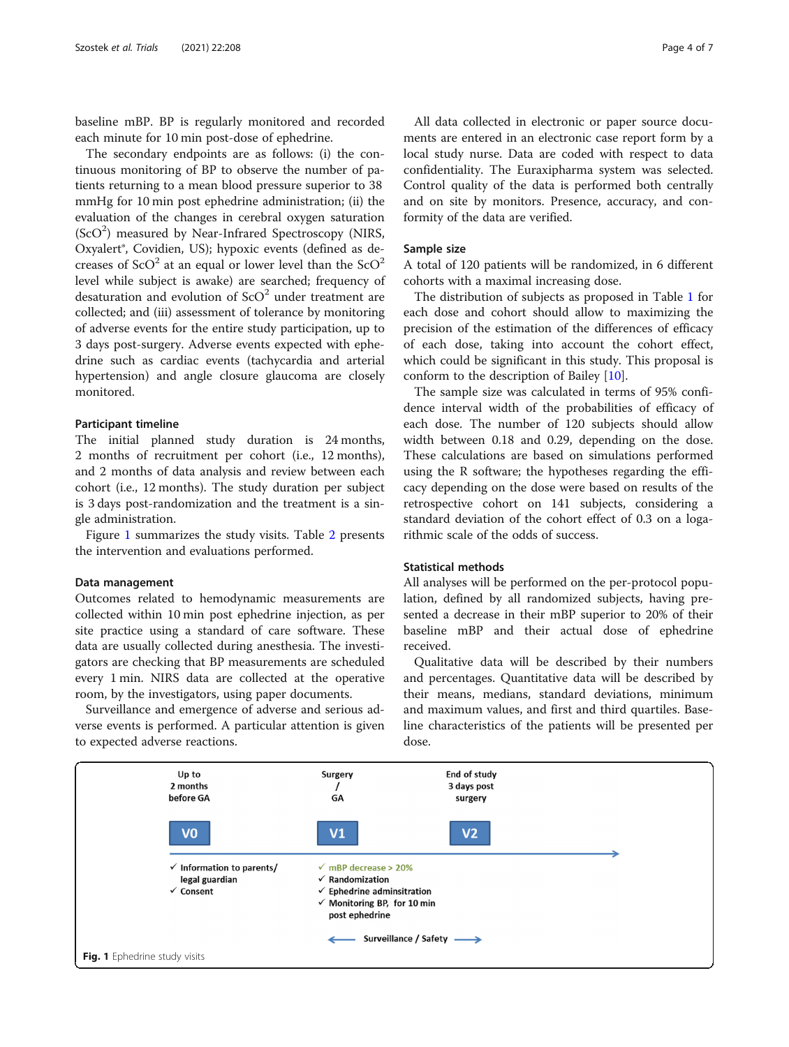baseline mBP. BP is regularly monitored and recorded each minute for 10 min post-dose of ephedrine.

The secondary endpoints are as follows: (i) the continuous monitoring of BP to observe the number of patients returning to a mean blood pressure superior to 38 mmHg for 10 min post ephedrine administration; (ii) the evaluation of the changes in cerebral oxygen saturation ($ScO^2$) measured by Near-Infrared Spectroscopy (NIRS, Oxyalert®, Covidien, US); hypoxic events (defined as decreases of $ScO^2$ at an equal or lower level than the $ScO^2$ level while subject is awake) are searched; frequency of desaturation and evolution of $ScO^2$ under treatment are collected; and (iii) assessment of tolerance by monitoring of adverse events for the entire study participation, up to 3 days post-surgery. Adverse events expected with ephedrine such as cardiac events (tachycardia and arterial hypertension) and angle closure glaucoma are closely monitored.

### Participant timeline

The initial planned study duration is 24 months, 2 months of recruitment per cohort (i.e., 12 months), and 2 months of data analysis and review between each cohort (i.e., 12 months). The study duration per subject is 3 days post-randomization and the treatment is a single administration.

Figure 1 summarizes the study visits. Table 2 presents the intervention and evaluations performed.

### Data management

Outcomes related to hemodynamic measurements are collected within 10 min post ephedrine injection, as per site practice using a standard of care software. These data are usually collected during anesthesia. The investigators are checking that BP measurements are scheduled every 1 min. NIRS data are collected at the operative room, by the investigators, using paper documents.

Surveillance and emergence of adverse and serious adverse events is performed. A particular attention is given to expected adverse reactions.

All data collected in electronic or paper source documents are entered in an electronic case report form by a local study nurse. Data are coded with respect to data confidentiality. The Euraxipharma system was selected. Control quality of the data is performed both centrally and on site by monitors. Presence, accuracy, and conformity of the data are verified.

### Sample size

A total of 120 patients will be randomized, in 6 different cohorts with a maximal increasing dose.

The distribution of subjects as proposed in Table 1 for each dose and cohort should allow to maximizing the precision of the estimation of the differences of efficacy of each dose, taking into account the cohort effect, which could be significant in this study. This proposal is conform to the description of Bailey [10].

The sample size was calculated in terms of 95% confidence interval width of the probabilities of efficacy of each dose. The number of 120 subjects should allow width between 0.18 and 0.29, depending on the dose. These calculations are based on simulations performed using the R software; the hypotheses regarding the efficacy depending on the dose were based on results of the retrospective cohort on 141 subjects, considering a standard deviation of the cohort effect of 0.3 on a logarithmic scale of the odds of success.

### Statistical methods

All analyses will be performed on the per-protocol population, defined by all randomized subjects, having presented a decrease in their mBP superior to 20% of their baseline mBP and their actual dose of ephedrine received.

Qualitative data will be described by their numbers and percentages. Quantitative data will be described by their means, medians, standard deviations, minimum and maximum values, and first and third quartiles. Baseline characteristics of the patients will be presented per dose.

Up to 2 months before GA — **V0**
- ✓ Information to parents/ legal guardian
- ✓ Consent

Surgery / GA — **V1**
- ✓ mBP decrease > 20%
- ✓ Randomization
- ✓ Ephedrine adminsitration
- ✓ Monitoring BP, for 10 min post ephedrine

End of study 3 days post surgery — **V2**

← Surveillance / Safety →

**Fig. 1** Ephedrine study visits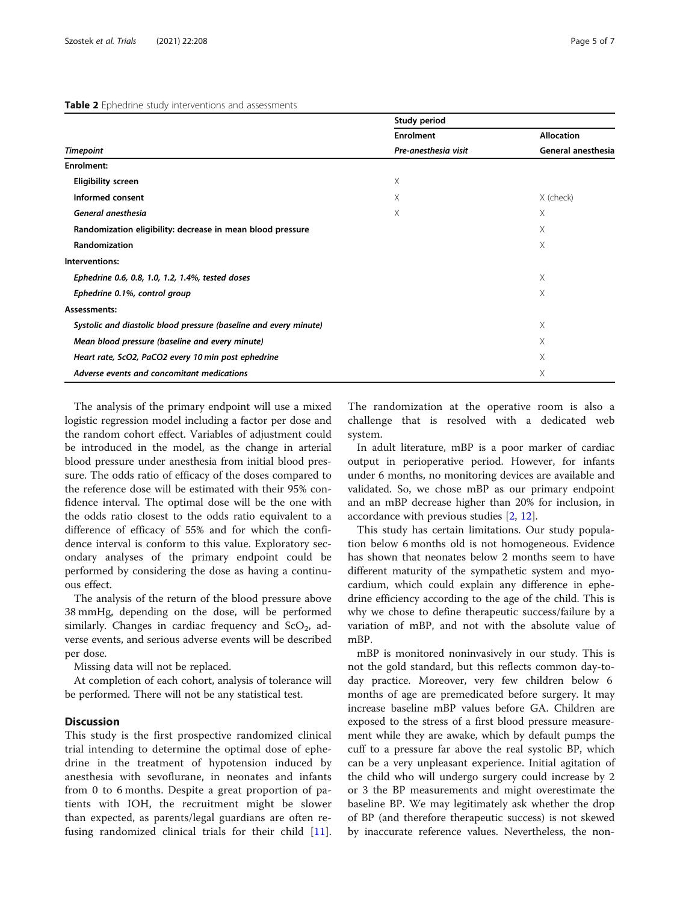**Table 2** Ephedrine study interventions and assessments

| | Study period | |
|---|---|---|
| | Enrolment | Allocation |
| *Timepoint* | *Pre-anesthesia visit* | General anesthesia |
| **Enrolment:** | | |
| **Eligibility screen** | X | |
| **Informed consent** | X | X (check) |
| ***General anesthesia*** | X | X |
| **Randomization eligibility: decrease in mean blood pressure** | | X |
| **Randomization** | | X |
| **Interventions:** | | |
| ***Ephedrine 0.6, 0.8, 1.0, 1.2, 1.4%, tested doses*** | | X |
| ***Ephedrine 0.1%, control group*** | | X |
| **Assessments:** | | |
| ***Systolic and diastolic blood pressure (baseline and every minute)*** | | X |
| ***Mean blood pressure (baseline and every minute)*** | | X |
| ***Heart rate, ScO2, PaCO2 every 10 min post ephedrine*** | | X |
| ***Adverse events and concomitant medications*** | | X |

The analysis of the primary endpoint will use a mixed logistic regression model including a factor per dose and the random cohort effect. Variables of adjustment could be introduced in the model, as the change in arterial blood pressure under anesthesia from initial blood pressure. The odds ratio of efficacy of the doses compared to the reference dose will be estimated with their 95% confidence interval. The optimal dose will be the one with the odds ratio closest to the odds ratio equivalent to a difference of efficacy of 55% and for which the confidence interval is conform to this value. Exploratory secondary analyses of the primary endpoint could be performed by considering the dose as having a continuous effect.

The analysis of the return of the blood pressure above 38 mmHg, depending on the dose, will be performed similarly. Changes in cardiac frequency and $ScO_2$, adverse events, and serious adverse events will be described per dose.

Missing data will not be replaced.

At completion of each cohort, analysis of tolerance will be performed. There will not be any statistical test.

## Discussion

This study is the first prospective randomized clinical trial intending to determine the optimal dose of ephedrine in the treatment of hypotension induced by anesthesia with sevoflurane, in neonates and infants from 0 to 6 months. Despite a great proportion of patients with IOH, the recruitment might be slower than expected, as parents/legal guardians are often refusing randomized clinical trials for their child [11]. The randomization at the operative room is also a challenge that is resolved with a dedicated web system.

In adult literature, mBP is a poor marker of cardiac output in perioperative period. However, for infants under 6 months, no monitoring devices are available and validated. So, we chose mBP as our primary endpoint and an mBP decrease higher than 20% for inclusion, in accordance with previous studies [2, 12].

This study has certain limitations. Our study population below 6 months old is not homogeneous. Evidence has shown that neonates below 2 months seem to have different maturity of the sympathetic system and myocardium, which could explain any difference in ephedrine efficiency according to the age of the child. This is why we chose to define therapeutic success/failure by a variation of mBP, and not with the absolute value of mBP.

mBP is monitored noninvasively in our study. This is not the gold standard, but this reflects common day-to-day practice. Moreover, very few children below 6 months of age are premedicated before surgery. It may increase baseline mBP values before GA. Children are exposed to the stress of a first blood pressure measurement while they are awake, which by default pumps the cuff to a pressure far above the real systolic BP, which can be a very unpleasant experience. Initial agitation of the child who will undergo surgery could increase by 2 or 3 the BP measurements and might overestimate the baseline BP. We may legitimately ask whether the drop of BP (and therefore therapeutic success) is not skewed by inaccurate reference values. Nevertheless, the non-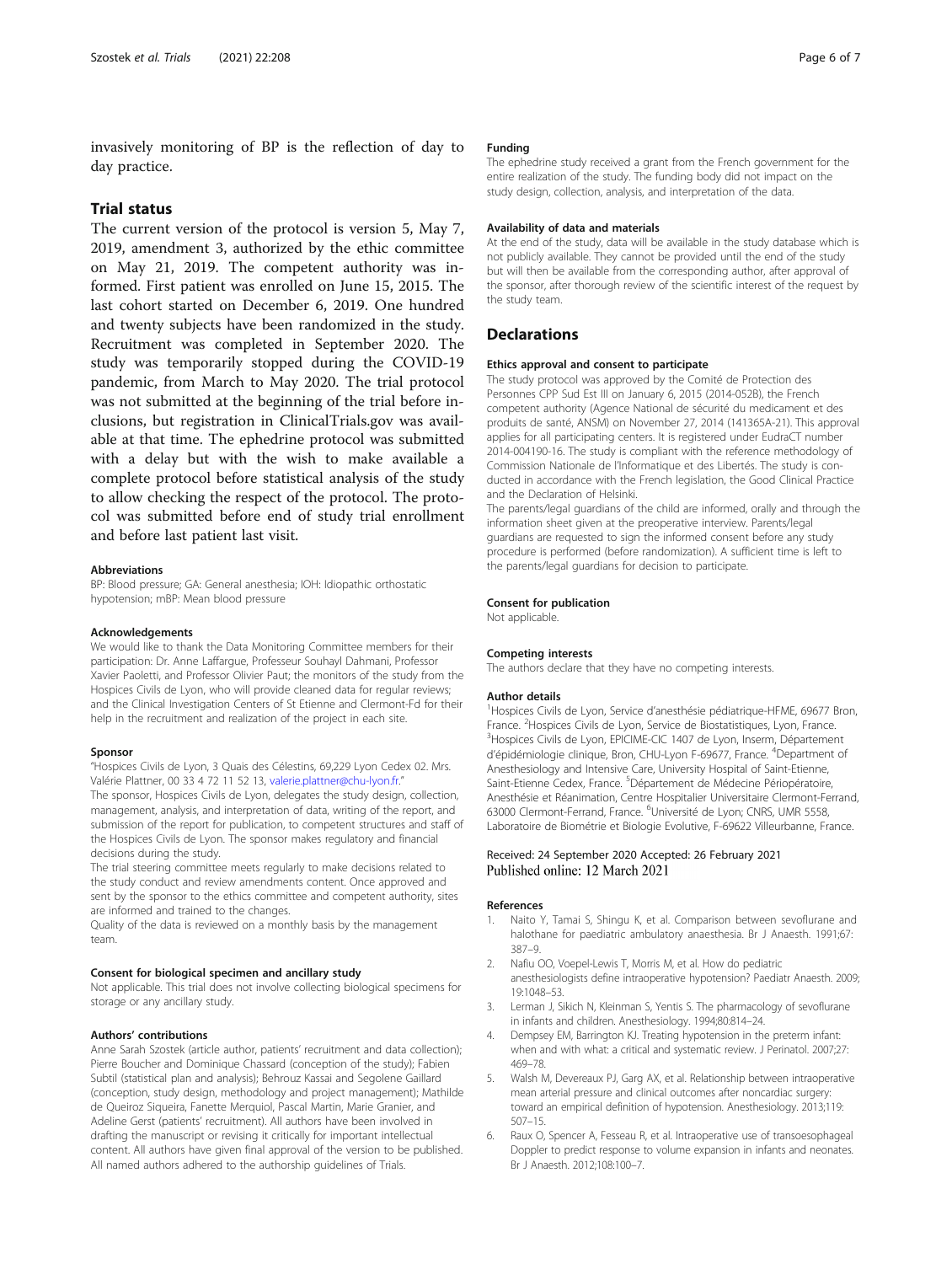invasively monitoring of BP is the reflection of day to day practice.

## Trial status

The current version of the protocol is version 5, May 7, 2019, amendment 3, authorized by the ethic committee on May 21, 2019. The competent authority was informed. First patient was enrolled on June 15, 2015. The last cohort started on December 6, 2019. One hundred and twenty subjects have been randomized in the study. Recruitment was completed in September 2020. The study was temporarily stopped during the COVID-19 pandemic, from March to May 2020. The trial protocol was not submitted at the beginning of the trial before inclusions, but registration in ClinicalTrials.gov was available at that time. The ephedrine protocol was submitted with a delay but with the wish to make available a complete protocol before statistical analysis of the study to allow checking the respect of the protocol. The protocol was submitted before end of study trial enrollment and before last patient last visit.

#### Abbreviations

BP: Blood pressure; GA: General anesthesia; IOH: Idiopathic orthostatic hypotension; mBP: Mean blood pressure

#### Acknowledgements

We would like to thank the Data Monitoring Committee members for their participation: Dr. Anne Laffargue, Professeur Souhayl Dahmani, Professor Xavier Paoletti, and Professor Olivier Paut; the monitors of the study from the Hospices Civils de Lyon, who will provide cleaned data for regular reviews; and the Clinical Investigation Centers of St Etienne and Clermont-Fd for their help in the recruitment and realization of the project in each site.

#### Sponsor

"Hospices Civils de Lyon, 3 Quais des Célestins, 69,229 Lyon Cedex 02. Mrs. Valérie Plattner, 00 33 4 72 11 52 13, valerie.plattner@chu-lyon.fr."

The sponsor, Hospices Civils de Lyon, delegates the study design, collection, management, analysis, and interpretation of data, writing of the report, and submission of the report for publication, to competent structures and staff of the Hospices Civils de Lyon. The sponsor makes regulatory and financial decisions during the study.

The trial steering committee meets regularly to make decisions related to the study conduct and review amendments content. Once approved and sent by the sponsor to the ethics committee and competent authority, sites are informed and trained to the changes.

Quality of the data is reviewed on a monthly basis by the management team.

#### Consent for biological specimen and ancillary study

Not applicable. This trial does not involve collecting biological specimens for storage or any ancillary study.

#### Authors' contributions

Anne Sarah Szostek (article author, patients' recruitment and data collection); Pierre Boucher and Dominique Chassard (conception of the study); Fabien Subtil (statistical plan and analysis); Behrouz Kassai and Segolene Gaillard (conception, study design, methodology and project management); Mathilde de Queiroz Siqueira, Fanette Merquiol, Pascal Martin, Marie Granier, and Adeline Gerst (patients' recruitment). All authors have been involved in drafting the manuscript or revising it critically for important intellectual content. All authors have given final approval of the version to be published. All named authors adhered to the authorship guidelines of Trials.

#### Funding

The ephedrine study received a grant from the French government for the entire realization of the study. The funding body did not impact on the study design, collection, analysis, and interpretation of the data.

#### Availability of data and materials

At the end of the study, data will be available in the study database which is not publicly available. They cannot be provided until the end of the study but will then be available from the corresponding author, after approval of the sponsor, after thorough review of the scientific interest of the request by the study team.

## Declarations

#### Ethics approval and consent to participate

The study protocol was approved by the Comité de Protection des Personnes CPP Sud Est III on January 6, 2015 (2014-052B), the French competent authority (Agence National de sécurité du medicament et des produits de santé, ANSM) on November 27, 2014 (141365A-21). This approval applies for all participating centers. It is registered under EudraCT number 2014-004190-16. The study is compliant with the reference methodology of Commission Nationale de l'Informatique et des Libertés. The study is conducted in accordance with the French legislation, the Good Clinical Practice and the Declaration of Helsinki.

The parents/legal guardians of the child are informed, orally and through the information sheet given at the preoperative interview. Parents/legal guardians are requested to sign the informed consent before any study procedure is performed (before randomization). A sufficient time is left to the parents/legal guardians for decision to participate.

#### Consent for publication

Not applicable.

#### Competing interests

The authors declare that they have no competing interests.

#### Author details

[1]Hospices Civils de Lyon, Service d'anesthésie pédiatrique-HFME, 69677 Bron, France. [2]Hospices Civils de Lyon, Service de Biostatistiques, Lyon, France. [3]Hospices Civils de Lyon, EPICIME-CIC 1407 de Lyon, Inserm, Département d'épidémiologie clinique, Bron, CHU-Lyon F-69677, France. [4]Department of Anesthesiology and Intensive Care, University Hospital of Saint-Etienne, Saint-Etienne Cedex, France. [5]Département de Médecine Périopératoire, Anesthésie et Réanimation, Centre Hospitalier Universitaire Clermont-Ferrand, 63000 Clermont-Ferrand, France. [6]Université de Lyon; CNRS, UMR 5558, Laboratoire de Biométrie et Biologie Evolutive, F-69622 Villeurbanne, France.

Received: 24 September 2020 Accepted: 26 February 2021
Published online: 12 March 2021

#### References

1. Naito Y, Tamai S, Shingu K, et al. Comparison between sevoflurane and halothane for paediatric ambulatory anaesthesia. Br J Anaesth. 1991;67: 387–9.
2. Nafiu OO, Voepel-Lewis T, Morris M, et al. How do pediatric anesthesiologists define intraoperative hypotension? Paediatr Anaesth. 2009; 19:1048–53.
3. Lerman J, Sikich N, Kleinman S, Yentis S. The pharmacology of sevoflurane in infants and children. Anesthesiology. 1994;80:814–24.
4. Dempsey EM, Barrington KJ. Treating hypotension in the preterm infant: when and with what: a critical and systematic review. J Perinatol. 2007;27: 469–78.
5. Walsh M, Devereaux PJ, Garg AX, et al. Relationship between intraoperative mean arterial pressure and clinical outcomes after noncardiac surgery: toward an empirical definition of hypotension. Anesthesiology. 2013;119: 507–15.
6. Raux O, Spencer A, Fesseau R, et al. Intraoperative use of transoesophageal Doppler to predict response to volume expansion in infants and neonates. Br J Anaesth. 2012;108:100–7.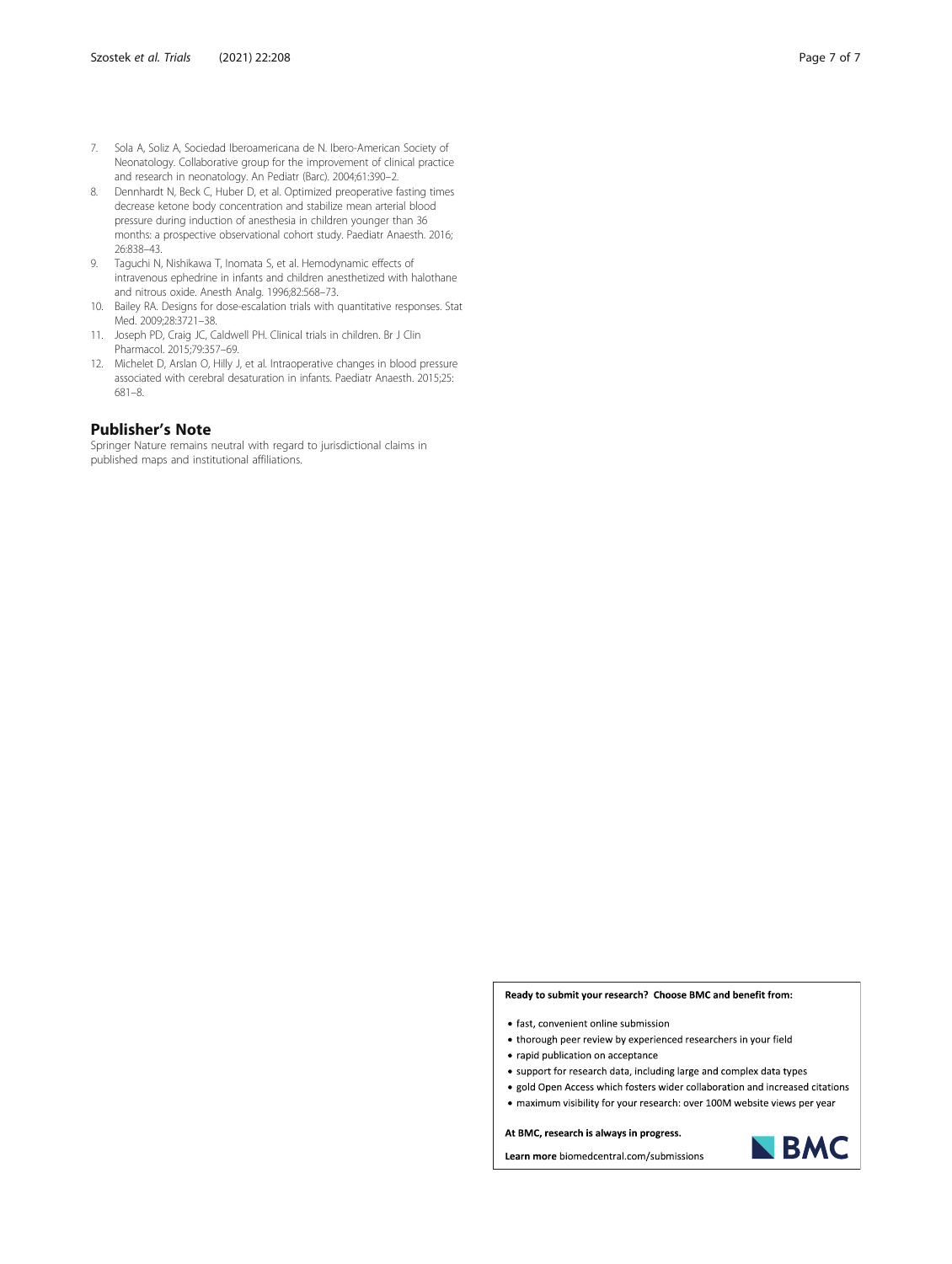7. Sola A, Soliz A, Sociedad Iberoamericana de N. Ibero-American Society of Neonatology. Collaborative group for the improvement of clinical practice and research in neonatology. An Pediatr (Barc). 2004;61:390–2.
8. Dennhardt N, Beck C, Huber D, et al. Optimized preoperative fasting times decrease ketone body concentration and stabilize mean arterial blood pressure during induction of anesthesia in children younger than 36 months: a prospective observational cohort study. Paediatr Anaesth. 2016; 26:838–43.
9. Taguchi N, Nishikawa T, Inomata S, et al. Hemodynamic effects of intravenous ephedrine in infants and children anesthetized with halothane and nitrous oxide. Anesth Analg. 1996;82:568–73.
10. Bailey RA. Designs for dose-escalation trials with quantitative responses. Stat Med. 2009;28:3721–38.
11. Joseph PD, Craig JC, Caldwell PH. Clinical trials in children. Br J Clin Pharmacol. 2015;79:357–69.
12. Michelet D, Arslan O, Hilly J, et al. Intraoperative changes in blood pressure associated with cerebral desaturation in infants. Paediatr Anaesth. 2015;25: 681–8.

## Publisher's Note

Springer Nature remains neutral with regard to jurisdictional claims in published maps and institutional affiliations.

**Ready to submit your research? Choose BMC and benefit from:**

- fast, convenient online submission
- thorough peer review by experienced researchers in your field
- rapid publication on acceptance
- support for research data, including large and complex data types
- gold Open Access which fosters wider collaboration and increased citations
- maximum visibility for your research: over 100M website views per year

**At BMC, research is always in progress.**

**Learn more** biomedcentral.com/submissions

BMC